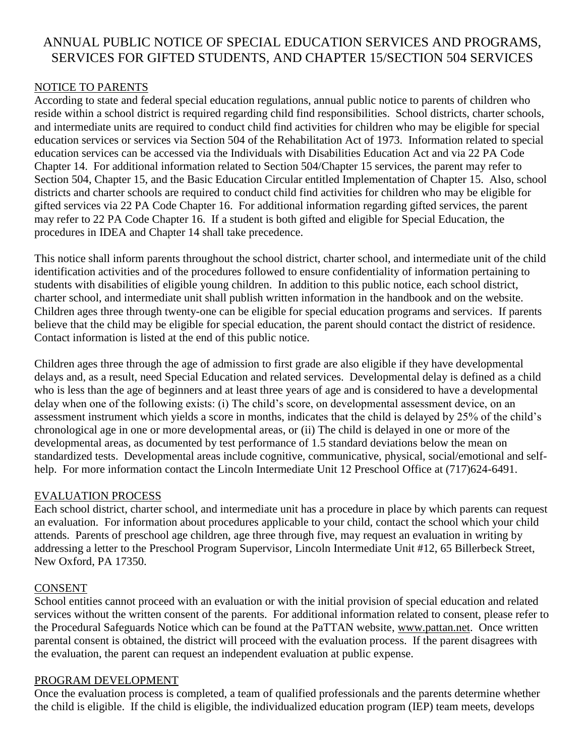# ANNUAL PUBLIC NOTICE OF SPECIAL EDUCATION SERVICES AND PROGRAMS, SERVICES FOR GIFTED STUDENTS, AND CHAPTER 15/SECTION 504 SERVICES

## NOTICE TO PARENTS

According to state and federal special education regulations, annual public notice to parents of children who reside within a school district is required regarding child find responsibilities. School districts, charter schools, and intermediate units are required to conduct child find activities for children who may be eligible for special education services or services via Section 504 of the Rehabilitation Act of 1973. Information related to special education services can be accessed via the Individuals with Disabilities Education Act and via 22 PA Code Chapter 14. For additional information related to Section 504/Chapter 15 services, the parent may refer to Section 504, Chapter 15, and the Basic Education Circular entitled Implementation of Chapter 15. Also, school districts and charter schools are required to conduct child find activities for children who may be eligible for gifted services via 22 PA Code Chapter 16. For additional information regarding gifted services, the parent may refer to 22 PA Code Chapter 16. If a student is both gifted and eligible for Special Education, the procedures in IDEA and Chapter 14 shall take precedence.

This notice shall inform parents throughout the school district, charter school, and intermediate unit of the child identification activities and of the procedures followed to ensure confidentiality of information pertaining to students with disabilities of eligible young children. In addition to this public notice, each school district, charter school, and intermediate unit shall publish written information in the handbook and on the website. Children ages three through twenty-one can be eligible for special education programs and services. If parents believe that the child may be eligible for special education, the parent should contact the district of residence. Contact information is listed at the end of this public notice.

Children ages three through the age of admission to first grade are also eligible if they have developmental delays and, as a result, need Special Education and related services. Developmental delay is defined as a child who is less than the age of beginners and at least three years of age and is considered to have a developmental delay when one of the following exists: (i) The child's score, on developmental assessment device, on an assessment instrument which yields a score in months, indicates that the child is delayed by 25% of the child's chronological age in one or more developmental areas, or (ii) The child is delayed in one or more of the developmental areas, as documented by test performance of 1.5 standard deviations below the mean on standardized tests. Developmental areas include cognitive, communicative, physical, social/emotional and self-help. For more information contact the Lincoln Intermediate Unit 12 Preschool Office at (717)624-6491.

## EVALUATION PROCESS

Each school district, charter school, and intermediate unit has a procedure in place by which parents can request an evaluation. For information about procedures applicable to your child, contact the school which your child attends. Parents of preschool age children, age three through five, may request an evaluation in writing by addressing a letter to the Preschool Program Supervisor, Lincoln Intermediate Unit #12, 65 Billerbeck Street, New Oxford, PA 17350.

## CONSENT

School entities cannot proceed with an evaluation or with the initial provision of special education and related services without the written consent of the parents. For additional information related to consent, please refer to the Procedural Safeguards Notice which can be found at the PaTTAN website, www.pattan.net. Once written parental consent is obtained, the district will proceed with the evaluation process. If the parent disagrees with the evaluation, the parent can request an independent evaluation at public expense.

## PROGRAM DEVELOPMENT

Once the evaluation process is completed, a team of qualified professionals and the parents determine whether the child is eligible. If the child is eligible, the individualized education program (IEP) team meets, develops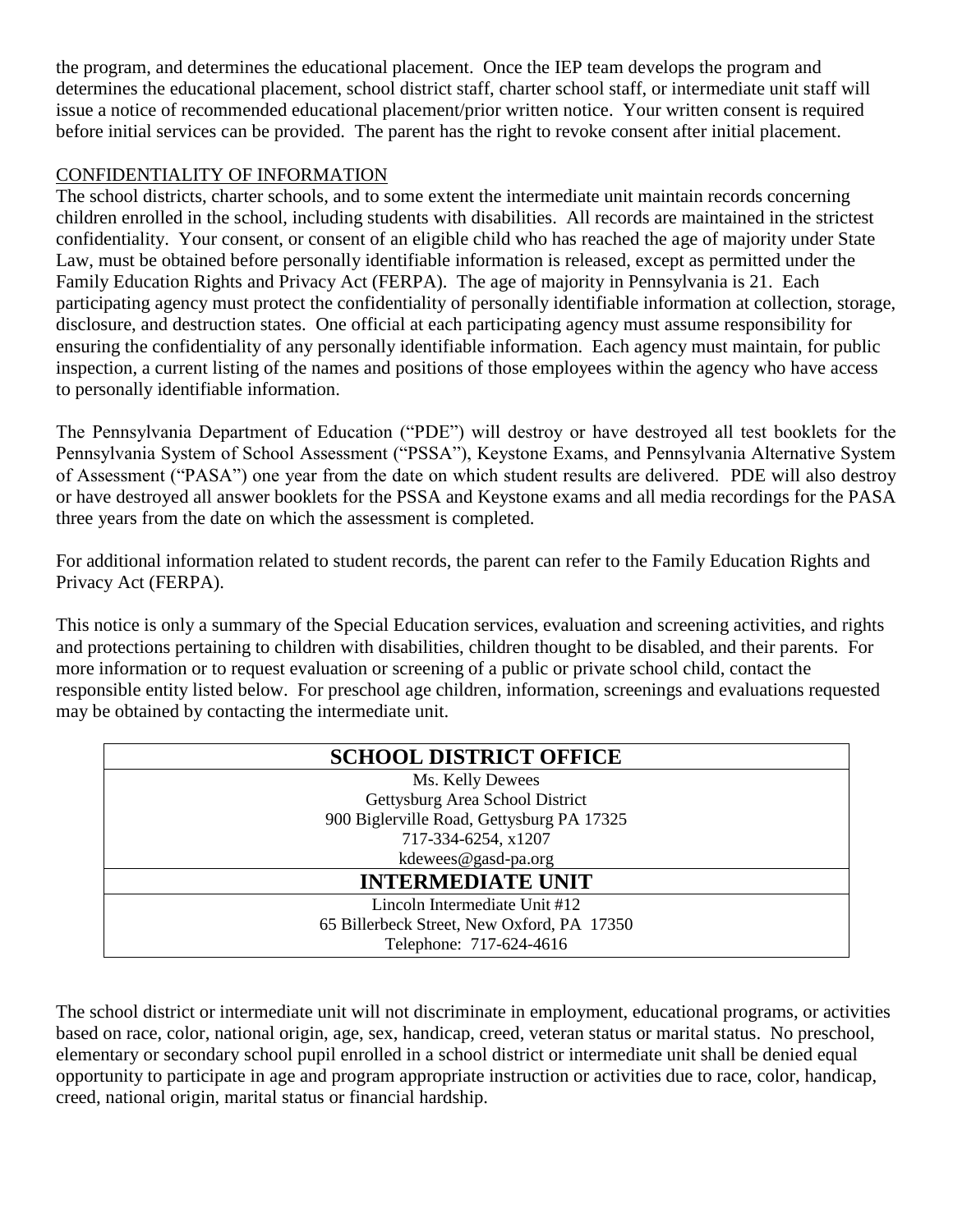the program, and determines the educational placement. Once the IEP team develops the program and determines the educational placement, school district staff, charter school staff, or intermediate unit staff will issue a notice of recommended educational placement/prior written notice. Your written consent is required before initial services can be provided. The parent has the right to revoke consent after initial placement.

## CONFIDENTIALITY OF INFORMATION

The school districts, charter schools, and to some extent the intermediate unit maintain records concerning children enrolled in the school, including students with disabilities. All records are maintained in the strictest confidentiality. Your consent, or consent of an eligible child who has reached the age of majority under State Law, must be obtained before personally identifiable information is released, except as permitted under the Family Education Rights and Privacy Act (FERPA). The age of majority in Pennsylvania is 21. Each participating agency must protect the confidentiality of personally identifiable information at collection, storage, disclosure, and destruction states. One official at each participating agency must assume responsibility for ensuring the confidentiality of any personally identifiable information. Each agency must maintain, for public inspection, a current listing of the names and positions of those employees within the agency who have access to personally identifiable information.

The Pennsylvania Department of Education ("PDE") will destroy or have destroyed all test booklets for the Pennsylvania System of School Assessment ("PSSA"), Keystone Exams, and Pennsylvania Alternative System of Assessment ("PASA") one year from the date on which student results are delivered. PDE will also destroy or have destroyed all answer booklets for the PSSA and Keystone exams and all media recordings for the PASA three years from the date on which the assessment is completed.

For additional information related to student records, the parent can refer to the Family Education Rights and Privacy Act (FERPA).

This notice is only a summary of the Special Education services, evaluation and screening activities, and rights and protections pertaining to children with disabilities, children thought to be disabled, and their parents. For more information or to request evaluation or screening of a public or private school child, contact the responsible entity listed below. For preschool age children, information, screenings and evaluations requested may be obtained by contacting the intermediate unit.

| **SCHOOL DISTRICT OFFICE** |
|---|
| Ms. Kelly Dewees<br>Gettysburg Area School District<br>900 Biglerville Road, Gettysburg PA 17325<br>717-334-6254, x1207<br>kdewees@gasd-pa.org |
| **INTERMEDIATE UNIT** |
| Lincoln Intermediate Unit #12<br>65 Billerbeck Street, New Oxford, PA 17350<br>Telephone: 717-624-4616 |

The school district or intermediate unit will not discriminate in employment, educational programs, or activities based on race, color, national origin, age, sex, handicap, creed, veteran status or marital status. No preschool, elementary or secondary school pupil enrolled in a school district or intermediate unit shall be denied equal opportunity to participate in age and program appropriate instruction or activities due to race, color, handicap, creed, national origin, marital status or financial hardship.